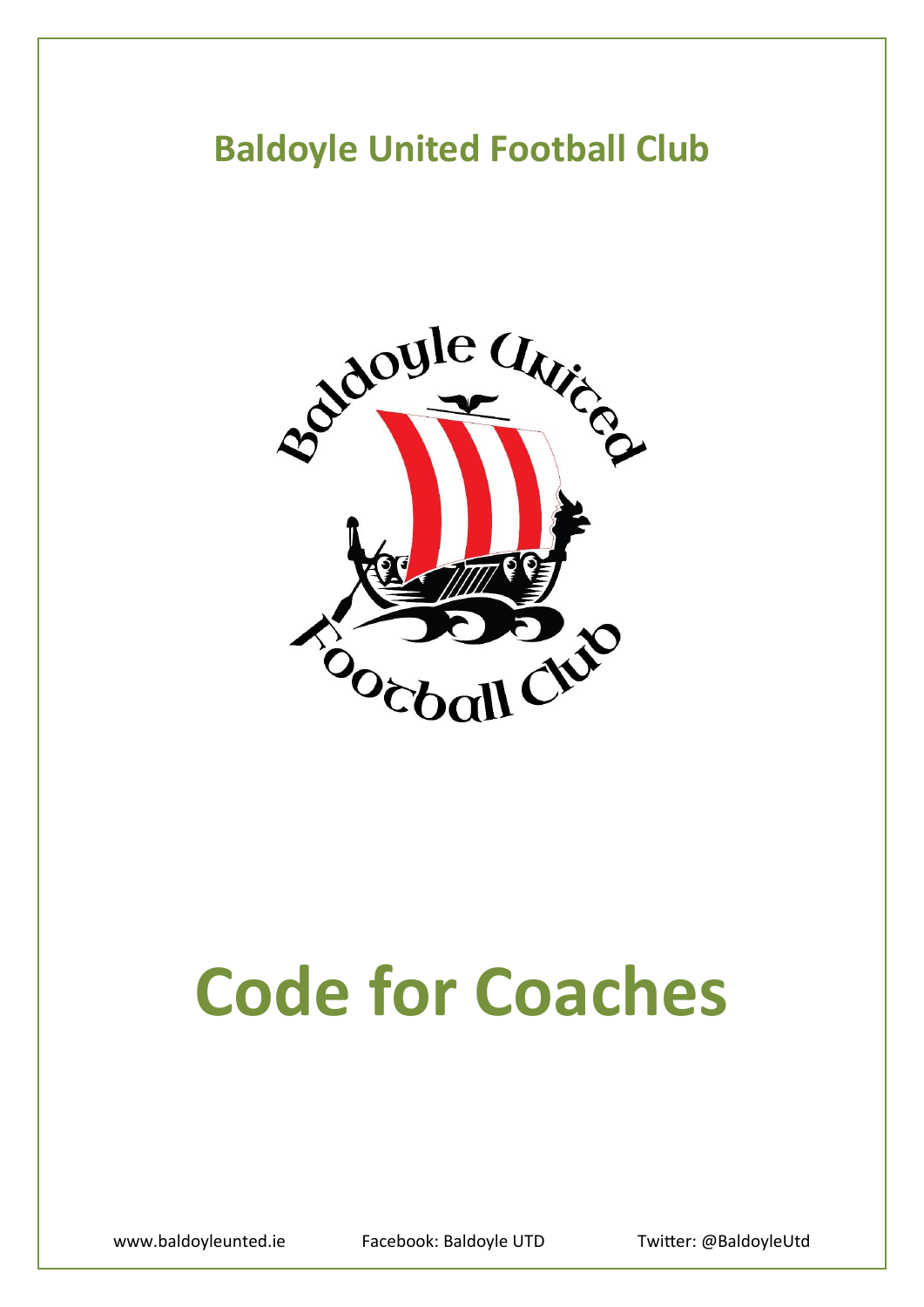## Baldoyle United Football Club

# Code for Coaches

www.baldoyleunted.ie Facebook: Baldoyle UTD Twitter: @BaldoyleUtd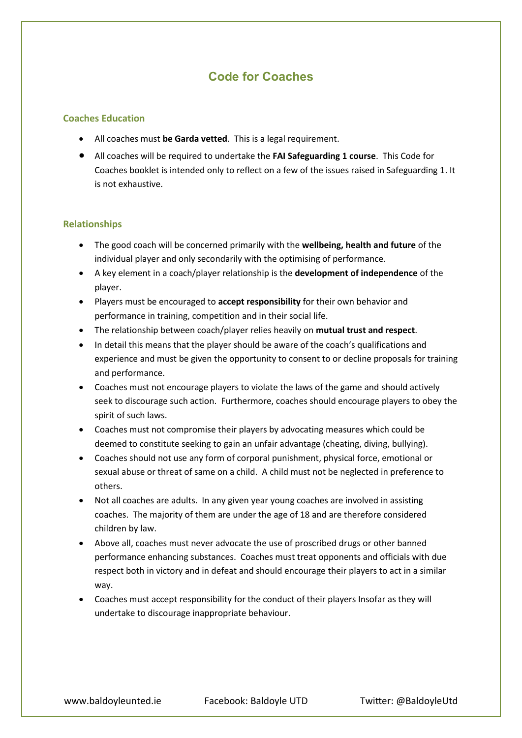# Code for Coaches

## Coaches Education

- All coaches must **be Garda vetted**. This is a legal requirement.
- All coaches will be required to undertake the **FAI Safeguarding 1 course**. This Code for Coaches booklet is intended only to reflect on a few of the issues raised in Safeguarding 1. It is not exhaustive.

## Relationships

- The good coach will be concerned primarily with the **wellbeing, health and future** of the individual player and only secondarily with the optimising of performance.
- A key element in a coach/player relationship is the **development of independence** of the player.
- Players must be encouraged to **accept responsibility** for their own behavior and performance in training, competition and in their social life.
- The relationship between coach/player relies heavily on **mutual trust and respect**.
- In detail this means that the player should be aware of the coach's qualifications and experience and must be given the opportunity to consent to or decline proposals for training and performance.
- Coaches must not encourage players to violate the laws of the game and should actively seek to discourage such action. Furthermore, coaches should encourage players to obey the spirit of such laws.
- Coaches must not compromise their players by advocating measures which could be deemed to constitute seeking to gain an unfair advantage (cheating, diving, bullying).
- Coaches should not use any form of corporal punishment, physical force, emotional or sexual abuse or threat of same on a child. A child must not be neglected in preference to others.
- Not all coaches are adults. In any given year young coaches are involved in assisting coaches. The majority of them are under the age of 18 and are therefore considered children by law.
- Above all, coaches must never advocate the use of proscribed drugs or other banned performance enhancing substances. Coaches must treat opponents and officials with due respect both in victory and in defeat and should encourage their players to act in a similar way.
- Coaches must accept responsibility for the conduct of their players Insofar as they will undertake to discourage inappropriate behaviour.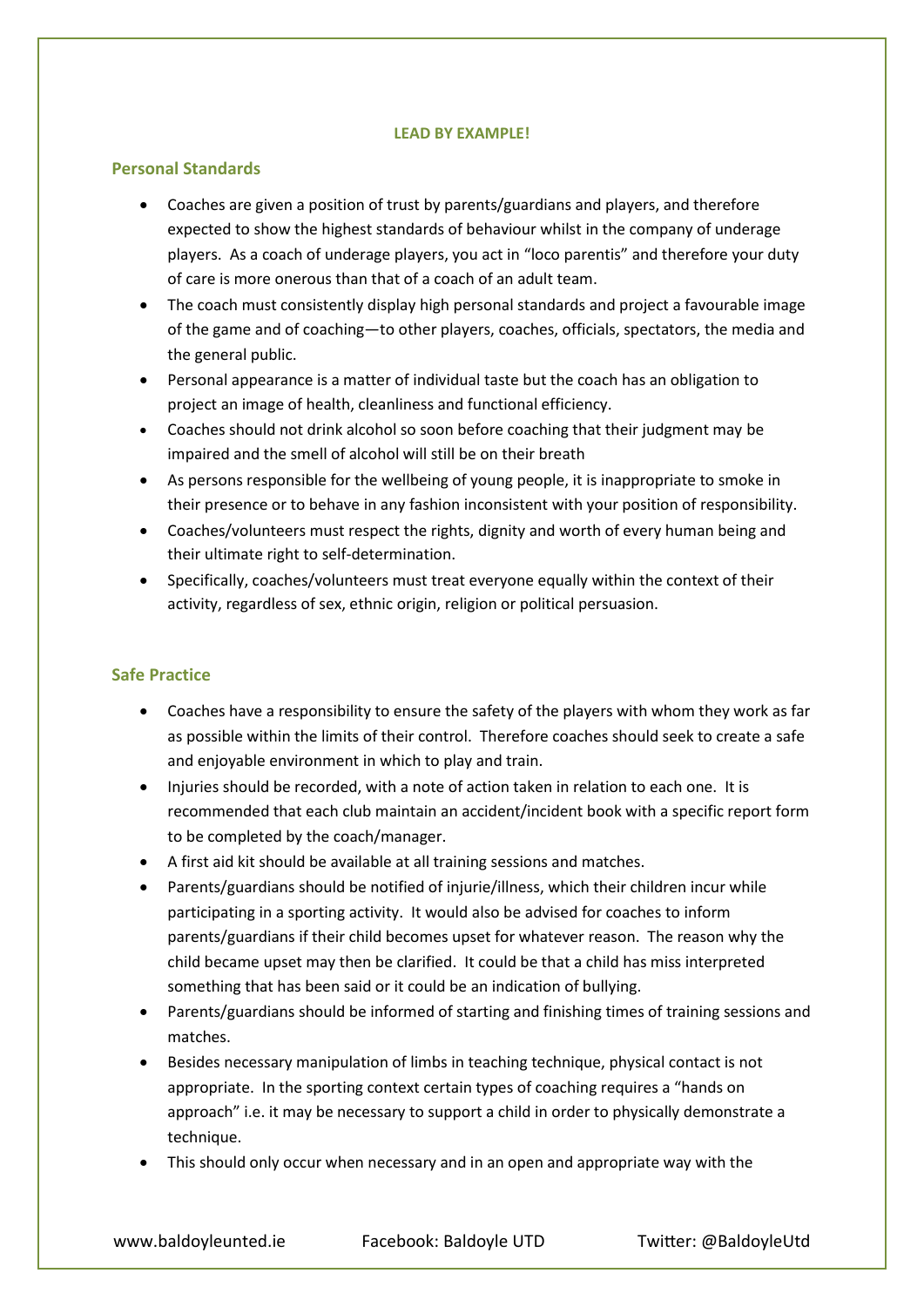**LEAD BY EXAMPLE!**

## Personal Standards

- Coaches are given a position of trust by parents/guardians and players, and therefore expected to show the highest standards of behaviour whilst in the company of underage players. As a coach of underage players, you act in "loco parentis" and therefore your duty of care is more onerous than that of a coach of an adult team.
- The coach must consistently display high personal standards and project a favourable image of the game and of coaching—to other players, coaches, officials, spectators, the media and the general public.
- Personal appearance is a matter of individual taste but the coach has an obligation to project an image of health, cleanliness and functional efficiency.
- Coaches should not drink alcohol so soon before coaching that their judgment may be impaired and the smell of alcohol will still be on their breath
- As persons responsible for the wellbeing of young people, it is inappropriate to smoke in their presence or to behave in any fashion inconsistent with your position of responsibility.
- Coaches/volunteers must respect the rights, dignity and worth of every human being and their ultimate right to self-determination.
- Specifically, coaches/volunteers must treat everyone equally within the context of their activity, regardless of sex, ethnic origin, religion or political persuasion.

## Safe Practice

- Coaches have a responsibility to ensure the safety of the players with whom they work as far as possible within the limits of their control. Therefore coaches should seek to create a safe and enjoyable environment in which to play and train.
- Injuries should be recorded, with a note of action taken in relation to each one. It is recommended that each club maintain an accident/incident book with a specific report form to be completed by the coach/manager.
- A first aid kit should be available at all training sessions and matches.
- Parents/guardians should be notified of injurie/illness, which their children incur while participating in a sporting activity. It would also be advised for coaches to inform parents/guardians if their child becomes upset for whatever reason. The reason why the child became upset may then be clarified. It could be that a child has miss interpreted something that has been said or it could be an indication of bullying.
- Parents/guardians should be informed of starting and finishing times of training sessions and matches.
- Besides necessary manipulation of limbs in teaching technique, physical contact is not appropriate. In the sporting context certain types of coaching requires a "hands on approach" i.e. it may be necessary to support a child in order to physically demonstrate a technique.
- This should only occur when necessary and in an open and appropriate way with the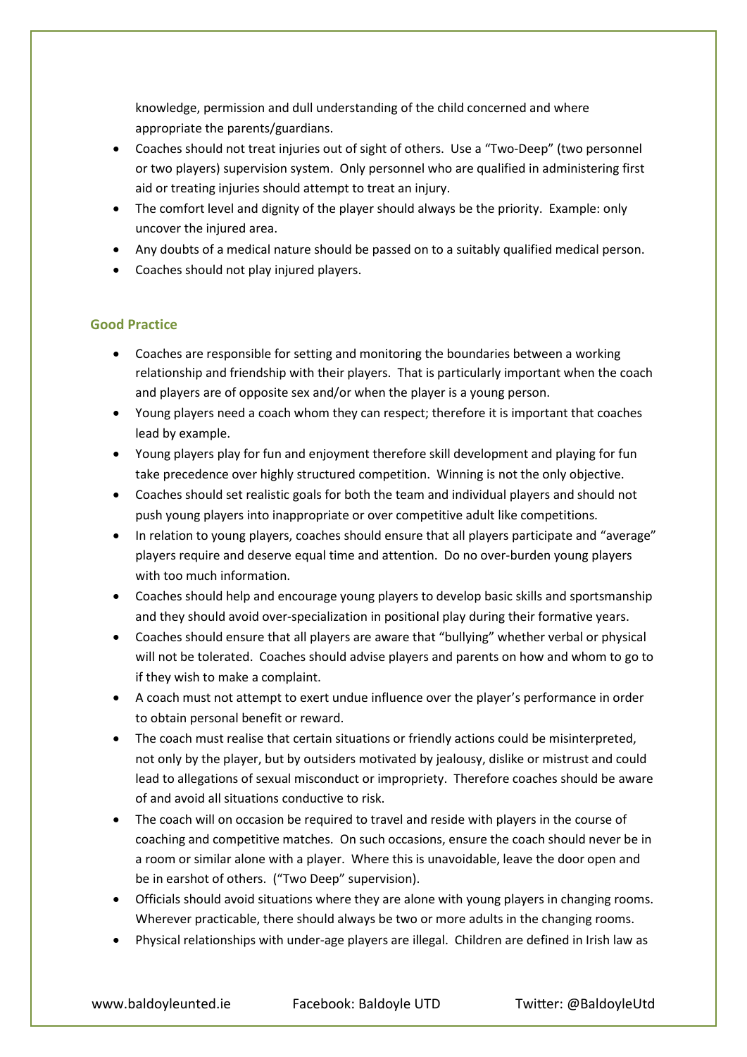knowledge, permission and dull understanding of the child concerned and where appropriate the parents/guardians.

- Coaches should not treat injuries out of sight of others. Use a "Two-Deep" (two personnel or two players) supervision system. Only personnel who are qualified in administering first aid or treating injuries should attempt to treat an injury.
- The comfort level and dignity of the player should always be the priority. Example: only uncover the injured area.
- Any doubts of a medical nature should be passed on to a suitably qualified medical person.
- Coaches should not play injured players.

### Good Practice

- Coaches are responsible for setting and monitoring the boundaries between a working relationship and friendship with their players. That is particularly important when the coach and players are of opposite sex and/or when the player is a young person.
- Young players need a coach whom they can respect; therefore it is important that coaches lead by example.
- Young players play for fun and enjoyment therefore skill development and playing for fun take precedence over highly structured competition. Winning is not the only objective.
- Coaches should set realistic goals for both the team and individual players and should not push young players into inappropriate or over competitive adult like competitions.
- In relation to young players, coaches should ensure that all players participate and "average" players require and deserve equal time and attention. Do no over-burden young players with too much information.
- Coaches should help and encourage young players to develop basic skills and sportsmanship and they should avoid over-specialization in positional play during their formative years.
- Coaches should ensure that all players are aware that "bullying" whether verbal or physical will not be tolerated. Coaches should advise players and parents on how and whom to go to if they wish to make a complaint.
- A coach must not attempt to exert undue influence over the player's performance in order to obtain personal benefit or reward.
- The coach must realise that certain situations or friendly actions could be misinterpreted, not only by the player, but by outsiders motivated by jealousy, dislike or mistrust and could lead to allegations of sexual misconduct or impropriety. Therefore coaches should be aware of and avoid all situations conductive to risk.
- The coach will on occasion be required to travel and reside with players in the course of coaching and competitive matches. On such occasions, ensure the coach should never be in a room or similar alone with a player. Where this is unavoidable, leave the door open and be in earshot of others. ("Two Deep" supervision).
- Officials should avoid situations where they are alone with young players in changing rooms. Wherever practicable, there should always be two or more adults in the changing rooms.
- Physical relationships with under-age players are illegal. Children are defined in Irish law as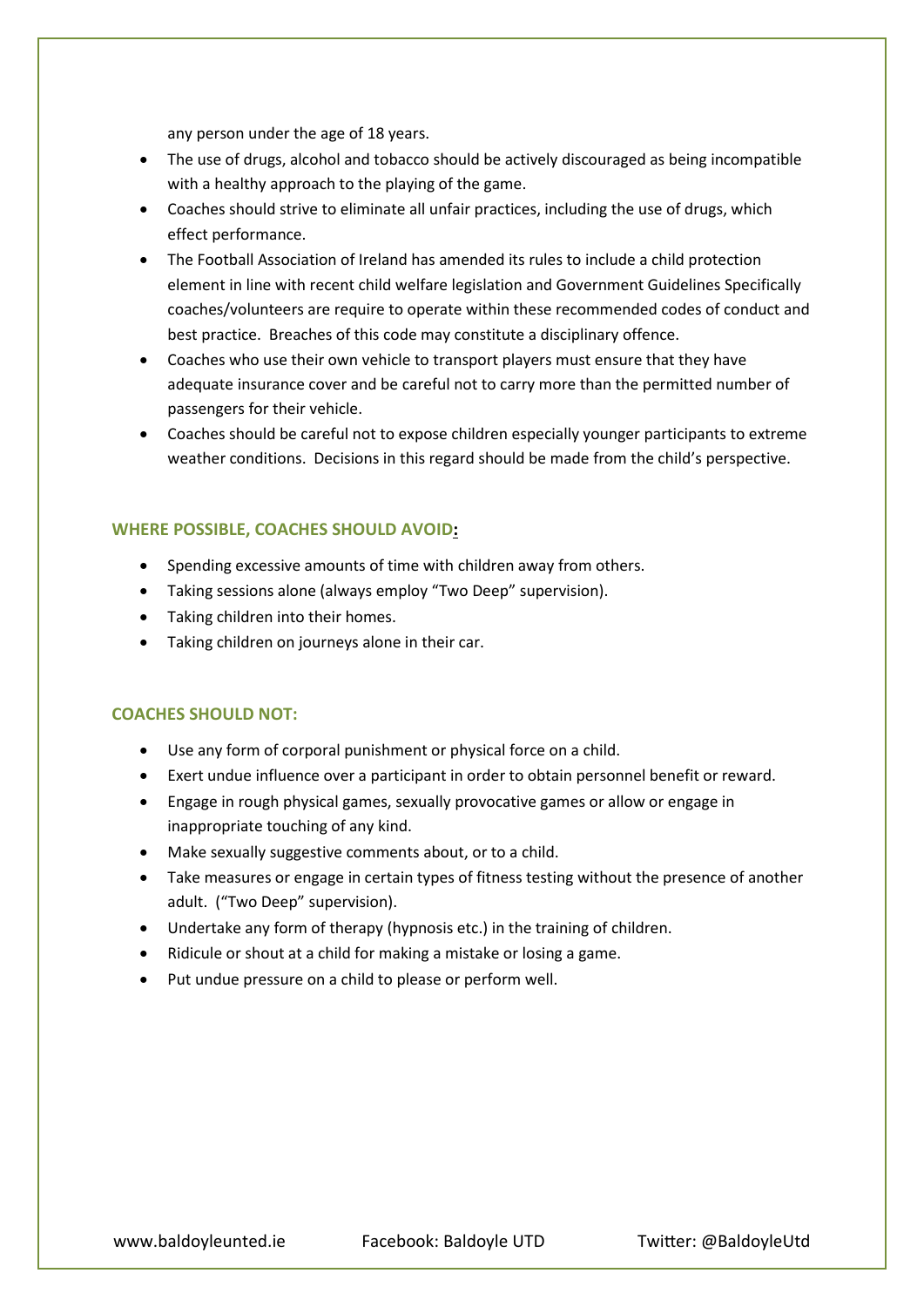any person under the age of 18 years.

- The use of drugs, alcohol and tobacco should be actively discouraged as being incompatible with a healthy approach to the playing of the game.
- Coaches should strive to eliminate all unfair practices, including the use of drugs, which effect performance.
- The Football Association of Ireland has amended its rules to include a child protection element in line with recent child welfare legislation and Government Guidelines Specifically coaches/volunteers are require to operate within these recommended codes of conduct and best practice. Breaches of this code may constitute a disciplinary offence.
- Coaches who use their own vehicle to transport players must ensure that they have adequate insurance cover and be careful not to carry more than the permitted number of passengers for their vehicle.
- Coaches should be careful not to expose children especially younger participants to extreme weather conditions. Decisions in this regard should be made from the child's perspective.

### WHERE POSSIBLE, COACHES SHOULD AVOID:

- Spending excessive amounts of time with children away from others.
- Taking sessions alone (always employ "Two Deep" supervision).
- Taking children into their homes.
- Taking children on journeys alone in their car.

### COACHES SHOULD NOT:

- Use any form of corporal punishment or physical force on a child.
- Exert undue influence over a participant in order to obtain personnel benefit or reward.
- Engage in rough physical games, sexually provocative games or allow or engage in inappropriate touching of any kind.
- Make sexually suggestive comments about, or to a child.
- Take measures or engage in certain types of fitness testing without the presence of another adult. ("Two Deep" supervision).
- Undertake any form of therapy (hypnosis etc.) in the training of children.
- Ridicule or shout at a child for making a mistake or losing a game.
- Put undue pressure on a child to please or perform well.